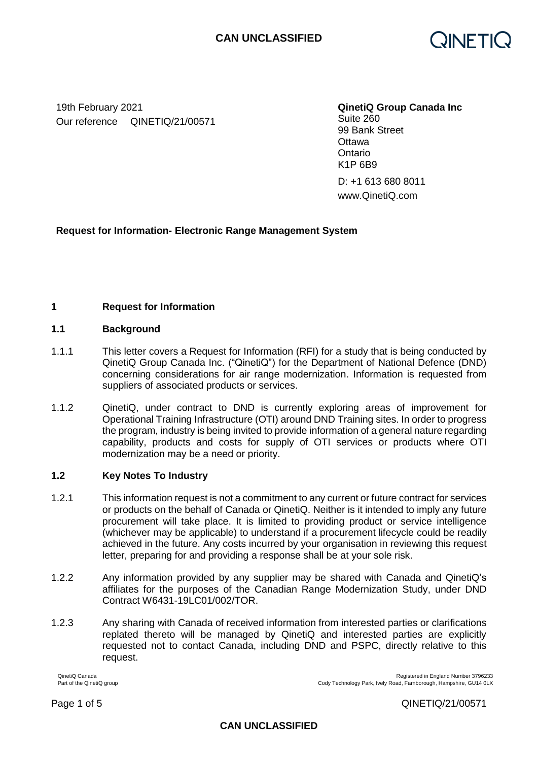19th February 2021
Our reference QINETIQ/21/00571

**QinetiQ Group Canada Inc**
Suite 260
99 Bank Street
Ottawa
Ontario
K1P 6B9

D: +1 613 680 8011
www.QinetiQ.com

**Request for Information- Electronic Range Management System**

## 1 Request for Information

### 1.1 Background

1.1.1 This letter covers a Request for Information (RFI) for a study that is being conducted by QinetiQ Group Canada Inc. ("QinetiQ") for the Department of National Defence (DND) concerning considerations for air range modernization. Information is requested from suppliers of associated products or services.

1.1.2 QinetiQ, under contract to DND is currently exploring areas of improvement for Operational Training Infrastructure (OTI) around DND Training sites. In order to progress the program, industry is being invited to provide information of a general nature regarding capability, products and costs for supply of OTI services or products where OTI modernization may be a need or priority.

### 1.2 Key Notes To Industry

1.2.1 This information request is not a commitment to any current or future contract for services or products on the behalf of Canada or QinetiQ. Neither is it intended to imply any future procurement will take place. It is limited to providing product or service intelligence (whichever may be applicable) to understand if a procurement lifecycle could be readily achieved in the future. Any costs incurred by your organisation in reviewing this request letter, preparing for and providing a response shall be at your sole risk.

1.2.2 Any information provided by any supplier may be shared with Canada and QinetiQ's affiliates for the purposes of the Canadian Range Modernization Study, under DND Contract W6431-19LC01/002/TOR.

1.2.3 Any sharing with Canada of received information from interested parties or clarifications replated thereto will be managed by QinetiQ and interested parties are explicitly requested not to contact Canada, including DND and PSPC, directly relative to this request.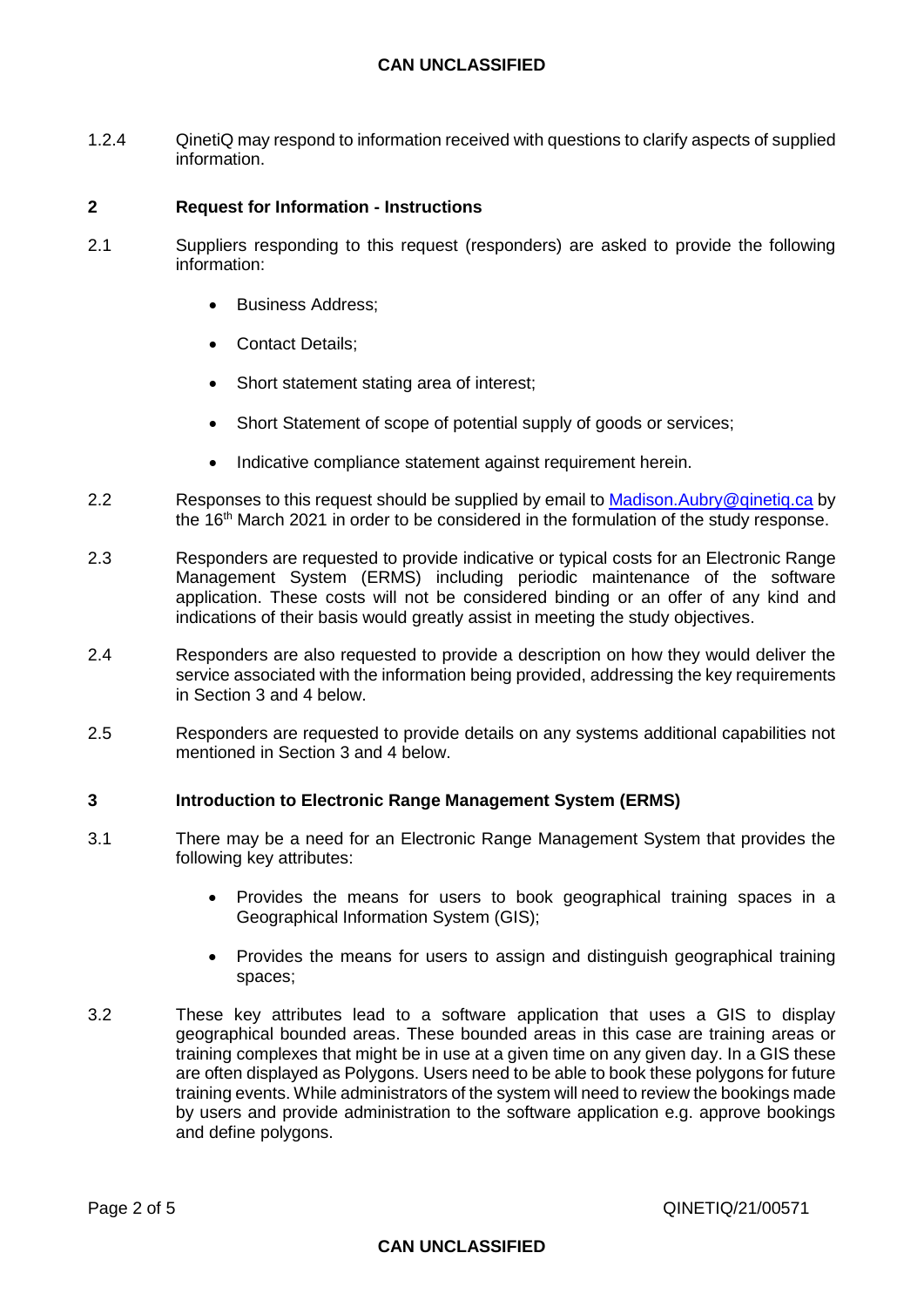1.2.4 QinetiQ may respond to information received with questions to clarify aspects of supplied information.

## 2 Request for Information - Instructions

2.1 Suppliers responding to this request (responders) are asked to provide the following information:

- Business Address;
- Contact Details;
- Short statement stating area of interest;
- Short Statement of scope of potential supply of goods or services;
- Indicative compliance statement against requirement herein.

2.2 Responses to this request should be supplied by email to [Madison.Aubry@qinetiq.ca](mailto:Madison.Aubry@qinetiq.ca) by the 16th March 2021 in order to be considered in the formulation of the study response.

2.3 Responders are requested to provide indicative or typical costs for an Electronic Range Management System (ERMS) including periodic maintenance of the software application. These costs will not be considered binding or an offer of any kind and indications of their basis would greatly assist in meeting the study objectives.

2.4 Responders are also requested to provide a description on how they would deliver the service associated with the information being provided, addressing the key requirements in Section 3 and 4 below.

2.5 Responders are requested to provide details on any systems additional capabilities not mentioned in Section 3 and 4 below.

## 3 Introduction to Electronic Range Management System (ERMS)

3.1 There may be a need for an Electronic Range Management System that provides the following key attributes:

- Provides the means for users to book geographical training spaces in a Geographical Information System (GIS);
- Provides the means for users to assign and distinguish geographical training spaces;

3.2 These key attributes lead to a software application that uses a GIS to display geographical bounded areas. These bounded areas in this case are training areas or training complexes that might be in use at a given time on any given day. In a GIS these are often displayed as Polygons. Users need to be able to book these polygons for future training events. While administrators of the system will need to review the bookings made by users and provide administration to the software application e.g. approve bookings and define polygons.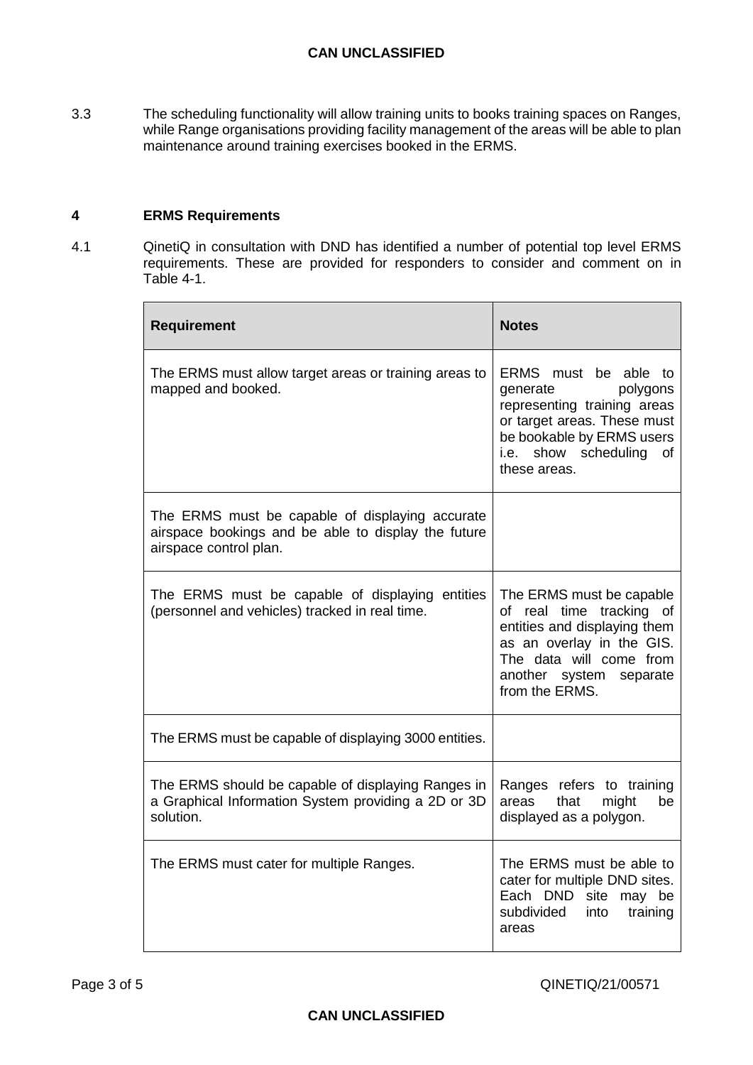3.3 The scheduling functionality will allow training units to books training spaces on Ranges, while Range organisations providing facility management of the areas will be able to plan maintenance around training exercises booked in the ERMS.

## 4 ERMS Requirements

4.1 QinetiQ in consultation with DND has identified a number of potential top level ERMS requirements. These are provided for responders to consider and comment on in Table 4-1.

| **Requirement** | **Notes** |
|---|---|
| The ERMS must allow target areas or training areas to mapped and booked. | ERMS must be able to generate polygons representing training areas or target areas. These must be bookable by ERMS users i.e. show scheduling of these areas. |
| The ERMS must be capable of displaying accurate airspace bookings and be able to display the future airspace control plan. | |
| The ERMS must be capable of displaying entities (personnel and vehicles) tracked in real time. | The ERMS must be capable of real time tracking of entities and displaying them as an overlay in the GIS. The data will come from another system separate from the ERMS. |
| The ERMS must be capable of displaying 3000 entities. | |
| The ERMS should be capable of displaying Ranges in a Graphical Information System providing a 2D or 3D solution. | Ranges refers to training areas that might be displayed as a polygon. |
| The ERMS must cater for multiple Ranges. | The ERMS must be able to cater for multiple DND sites. Each DND site may be subdivided into training areas |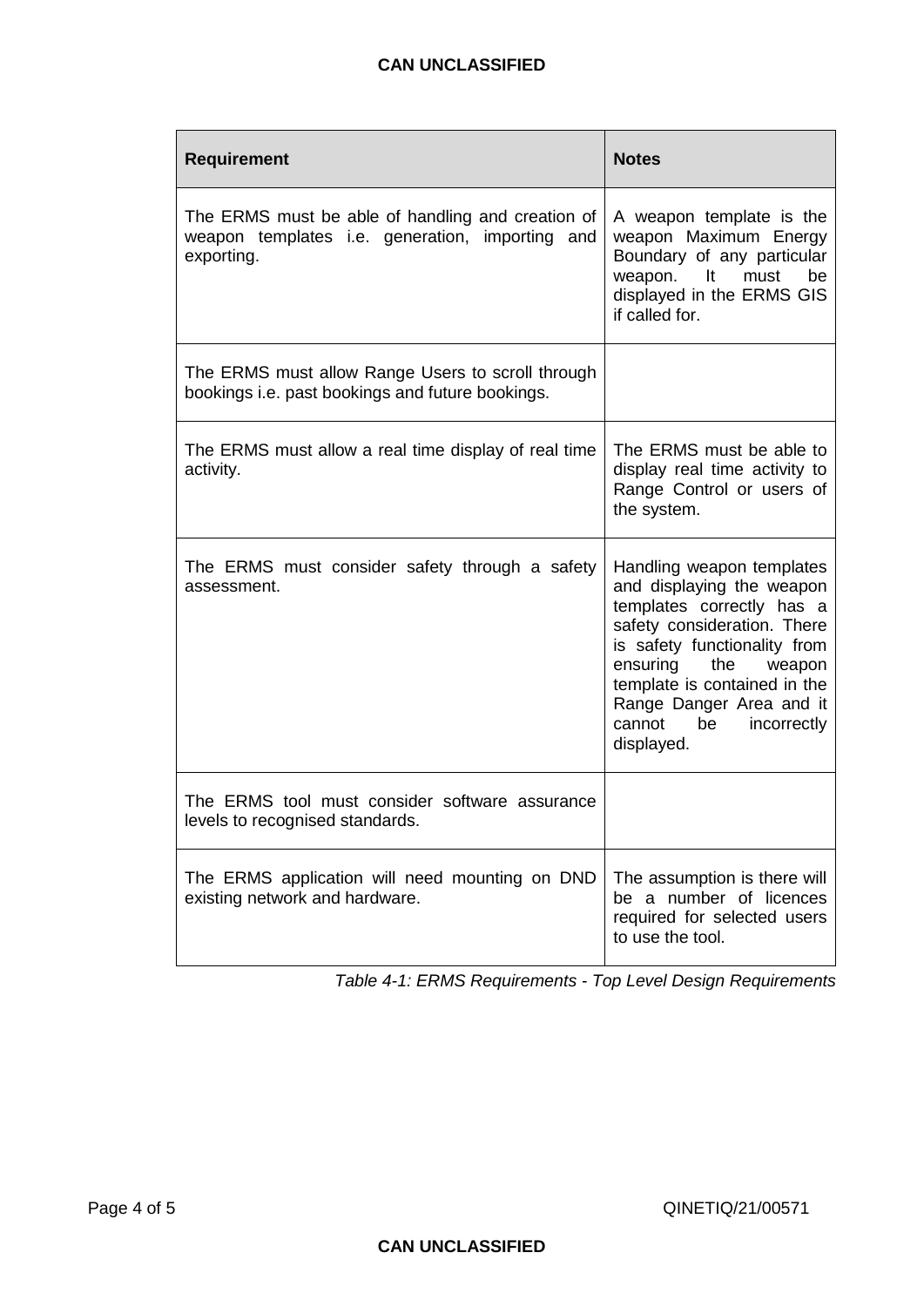| Requirement | Notes |
| --- | --- |
| The ERMS must be able of handling and creation of weapon templates i.e. generation, importing and exporting. | A weapon template is the weapon Maximum Energy Boundary of any particular weapon. It must be displayed in the ERMS GIS if called for. |
| The ERMS must allow Range Users to scroll through bookings i.e. past bookings and future bookings. | |
| The ERMS must allow a real time display of real time activity. | The ERMS must be able to display real time activity to Range Control or users of the system. |
| The ERMS must consider safety through a safety assessment. | Handling weapon templates and displaying the weapon templates correctly has a safety consideration. There is safety functionality from ensuring the weapon template is contained in the Range Danger Area and it cannot be incorrectly displayed. |
| The ERMS tool must consider software assurance levels to recognised standards. | |
| The ERMS application will need mounting on DND existing network and hardware. | The assumption is there will be a number of licences required for selected users to use the tool. |

*Table 4-1: ERMS Requirements - Top Level Design Requirements*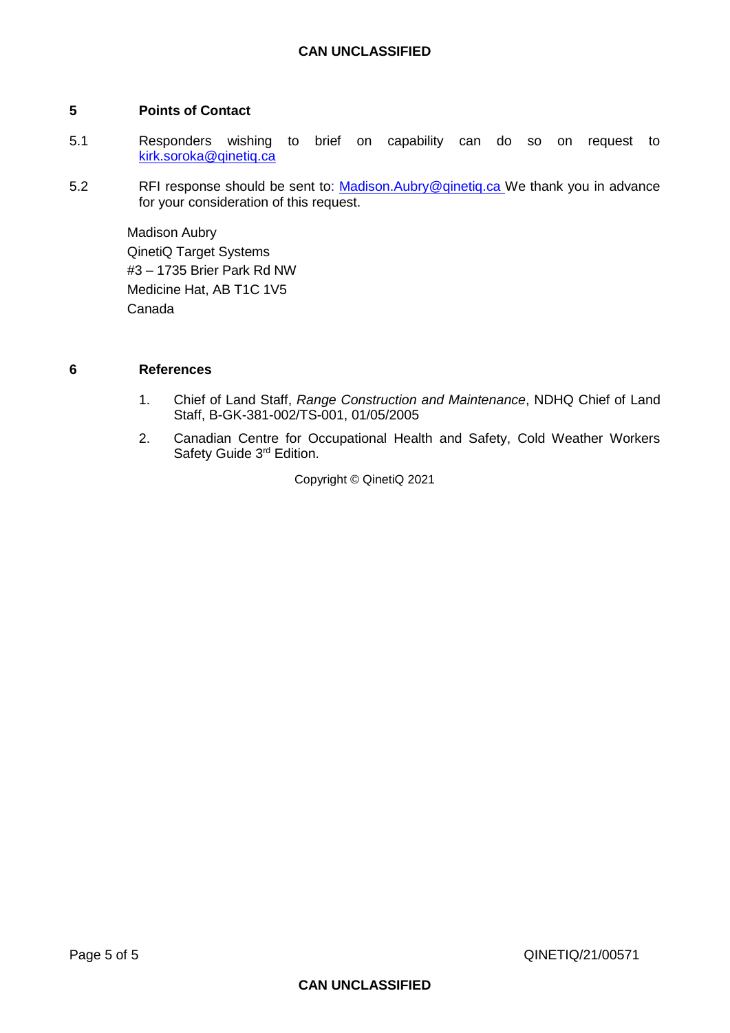## 5 Points of Contact

5.1 Responders wishing to brief on capability can do so on request to kirk.soroka@qinetiq.ca

5.2 RFI response should be sent to: Madison.Aubry@qinetiq.ca We thank you in advance for your consideration of this request.

Madison Aubry
QinetiQ Target Systems
#3 – 1735 Brier Park Rd NW
Medicine Hat, AB T1C 1V5
Canada

## 6 References

1. Chief of Land Staff, *Range Construction and Maintenance*, NDHQ Chief of Land Staff, B-GK-381-002/TS-001, 01/05/2005
2. Canadian Centre for Occupational Health and Safety, Cold Weather Workers Safety Guide 3rd Edition.

Copyright © QinetiQ 2021